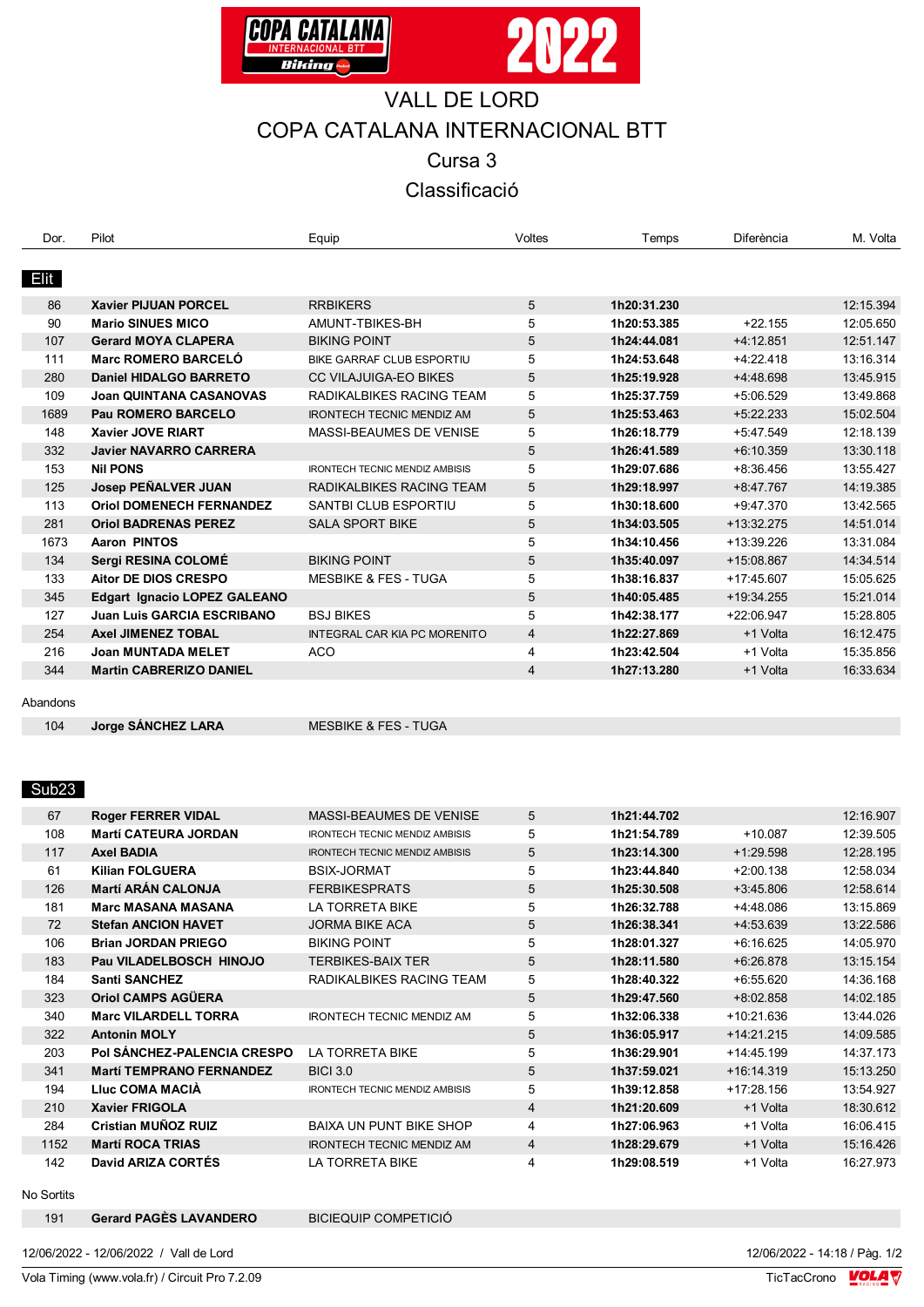# VALL DE LORD

# COPA CATALANA INTERNACIONAL BTT

## Cursa 3

## Classificació

| Dor. | Pilot | Equip | Voltes | Temps | Diferència | M. Volta |
|---|---|---|---|---|---|---|
| **Elit** | | | | | | |
| 86 | **Xavier PIJUAN PORCEL** | RRBIKERS | 5 | **1h20:31.230** | | 12:15.394 |
| 90 | **Mario SINUES MICO** | AMUNT-TBIKES-BH | 5 | **1h20:53.385** | +22.155 | 12:05.650 |
| 107 | **Gerard MOYA CLAPERA** | BIKING POINT | 5 | **1h24:44.081** | +4:12.851 | 12:51.147 |
| 111 | **Marc ROMERO BARCELÓ** | BIKE GARRAF CLUB ESPORTIU | 5 | **1h24:53.648** | +4:22.418 | 13:16.314 |
| 280 | **Daniel HIDALGO BARRETO** | CC VILAJUIGA-EO BIKES | 5 | **1h25:19.928** | +4:48.698 | 13:45.915 |
| 109 | **Joan QUINTANA CASANOVAS** | RADIKALBIKES RACING TEAM | 5 | **1h25:37.759** | +5:06.529 | 13:49.868 |
| 1689 | **Pau ROMERO BARCELO** | IRONTECH TECNIC MENDIZ AM | 5 | **1h25:53.463** | +5:22.233 | 15:02.504 |
| 148 | **Xavier JOVE RIART** | MASSI-BEAUMES DE VENISE | 5 | **1h26:18.779** | +5:47.549 | 12:18.139 |
| 332 | **Javier NAVARRO CARRERA** | | 5 | **1h26:41.589** | +6:10.359 | 13:30.118 |
| 153 | **Nil PONS** | IRONTECH TECNIC MENDIZ AMBISIS | 5 | **1h29:07.686** | +8:36.456 | 13:55.427 |
| 125 | **Josep PEÑALVER JUAN** | RADIKALBIKES RACING TEAM | 5 | **1h29:18.997** | +8:47.767 | 14:19.385 |
| 113 | **Oriol DOMENECH FERNANDEZ** | SANTBI CLUB ESPORTIU | 5 | **1h30:18.600** | +9:47.370 | 13:42.565 |
| 281 | **Oriol BADRENAS PEREZ** | SALA SPORT BIKE | 5 | **1h34:03.505** | +13:32.275 | 14:51.014 |
| 1673 | **Aaron PINTOS** | | 5 | **1h34:10.456** | +13:39.226 | 13:31.084 |
| 134 | **Sergi RESINA COLOMÉ** | BIKING POINT | 5 | **1h35:40.097** | +15:08.867 | 14:34.514 |
| 133 | **Aitor DE DIOS CRESPO** | MESBIKE & FES - TUGA | 5 | **1h38:16.837** | +17:45.607 | 15:05.625 |
| 345 | **Edgart Ignacio LOPEZ GALEANO** | | 5 | **1h40:05.485** | +19:34.255 | 15:21.014 |
| 127 | **Juan Luis GARCIA ESCRIBANO** | BSJ BIKES | 5 | **1h42:38.177** | +22:06.947 | 15:28.805 |
| 254 | **Axel JIMENEZ TOBAL** | INTEGRAL CAR KIA PC MORENITO | 4 | **1h22:27.869** | +1 Volta | 16:12.475 |
| 216 | **Joan MUNTADA MELET** | ACO | 4 | **1h23:42.504** | +1 Volta | 15:35.856 |
| 344 | **Martin CABRERIZO DANIEL** | | 4 | **1h27:13.280** | +1 Volta | 16:33.634 |
| Abandons | | | | | | |
| 104 | **Jorge SÁNCHEZ LARA** | MESBIKE & FES - TUGA | | | | |
| **Sub23** | | | | | | |
| 67 | **Roger FERRER VIDAL** | MASSI-BEAUMES DE VENISE | 5 | **1h21:44.702** | | 12:16.907 |
| 108 | **Martí CATEURA JORDAN** | IRONTECH TECNIC MENDIZ AMBISIS | 5 | **1h21:54.789** | +10.087 | 12:39.505 |
| 117 | **Axel BADIA** | IRONTECH TECNIC MENDIZ AMBISIS | 5 | **1h23:14.300** | +1:29.598 | 12:28.195 |
| 61 | **Kilian FOLGUERA** | BSIX-JORMAT | 5 | **1h23:44.840** | +2:00.138 | 12:58.034 |
| 126 | **Martí ARÁN CALONJA** | FERBIKESPRATS | 5 | **1h25:30.508** | +3:45.806 | 12:58.614 |
| 181 | **Marc MASANA MASANA** | LA TORRETA BIKE | 5 | **1h26:32.788** | +4:48.086 | 13:15.869 |
| 72 | **Stefan ANCION HAVET** | JORMA BIKE ACA | 5 | **1h26:38.341** | +4:53.639 | 13:22.586 |
| 106 | **Brian JORDAN PRIEGO** | BIKING POINT | 5 | **1h28:01.327** | +6:16.625 | 14:05.970 |
| 183 | **Pau VILADELBOSCH HINOJO** | TERBIKES-BAIX TER | 5 | **1h28:11.580** | +6:26.878 | 13:15.154 |
| 184 | **Santi SANCHEZ** | RADIKALBIKES RACING TEAM | 5 | **1h28:40.322** | +6:55.620 | 14:36.168 |
| 323 | **Oriol CAMPS AGÜERA** | | 5 | **1h29:47.560** | +8:02.858 | 14:02.185 |
| 340 | **Marc VILARDELL TORRA** | IRONTECH TECNIC MENDIZ AM | 5 | **1h32:06.338** | +10:21.636 | 13:44.026 |
| 322 | **Antonin MOLY** | | 5 | **1h36:05.917** | +14:21.215 | 14:09.585 |
| 203 | **Pol SÁNCHEZ-PALENCIA CRESPO** | LA TORRETA BIKE | 5 | **1h36:29.901** | +14:45.199 | 14:37.173 |
| 341 | **Martí TEMPRANO FERNANDEZ** | BICI 3.0 | 5 | **1h37:59.021** | +16:14.319 | 15:13.250 |
| 194 | **Lluc COMA MACIÀ** | IRONTECH TECNIC MENDIZ AMBISIS | 5 | **1h39:12.858** | +17:28.156 | 13:54.927 |
| 210 | **Xavier FRIGOLA** | | 4 | **1h21:20.609** | +1 Volta | 18:30.612 |
| 284 | **Cristian MUÑOZ RUIZ** | BAIXA UN PUNT BIKE SHOP | 4 | **1h27:06.963** | +1 Volta | 16:06.415 |
| 1152 | **Martí ROCA TRIAS** | IRONTECH TECNIC MENDIZ AM | 4 | **1h28:29.679** | +1 Volta | 15:16.426 |
| 142 | **David ARIZA CORTÉS** | LA TORRETA BIKE | 4 | **1h29:08.519** | +1 Volta | 16:27.973 |
| No Sortits | | | | | | |
| 191 | **Gerard PAGÈS LAVANDERO** | BICIEQUIP COMPETICIÓ | | | | |

12/06/2022 - 12/06/2022 / Vall de Lord

12/06/2022 - 14:18

Vola Timing (www.vola.fr) / Circuit Pro 7.2.09

TicTacCrono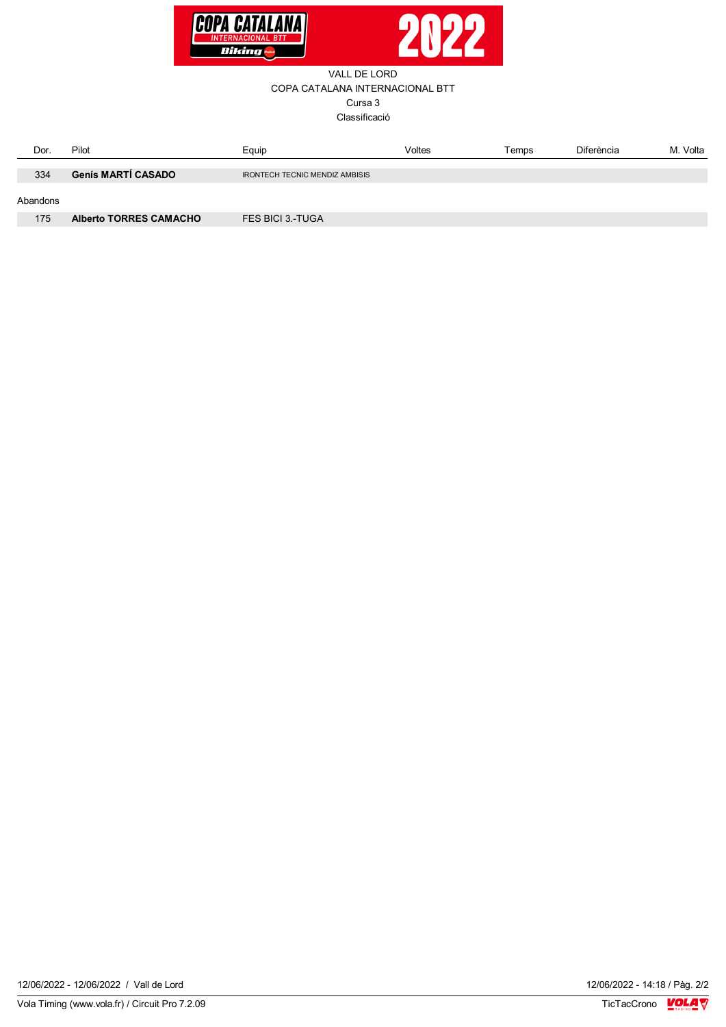VALL DE LORD

COPA CATALANA INTERNACIONAL BTT

Cursa 3

Classificació

| Dor. | Pilot | Equip | Voltes | Temps | Diferència | M. Volta |
|---|---|---|---|---|---|---|
| 334 | **Genís MARTÍ CASADO** | IRONTECH TECNIC MENDIZ AMBISIS | | | | |

Abandons

| Dor. | Pilot | Equip | Voltes | Temps | Diferència | M. Volta |
|---|---|---|---|---|---|---|
| 175 | **Alberto TORRES CAMACHO** | FES BICI 3.-TUGA | | | | |

12/06/2022 - 12/06/2022 / Vall de Lord

12/06/2022 - 14:18

Vola Timing (www.vola.fr) / Circuit Pro 7.2.09

TicTacCrono